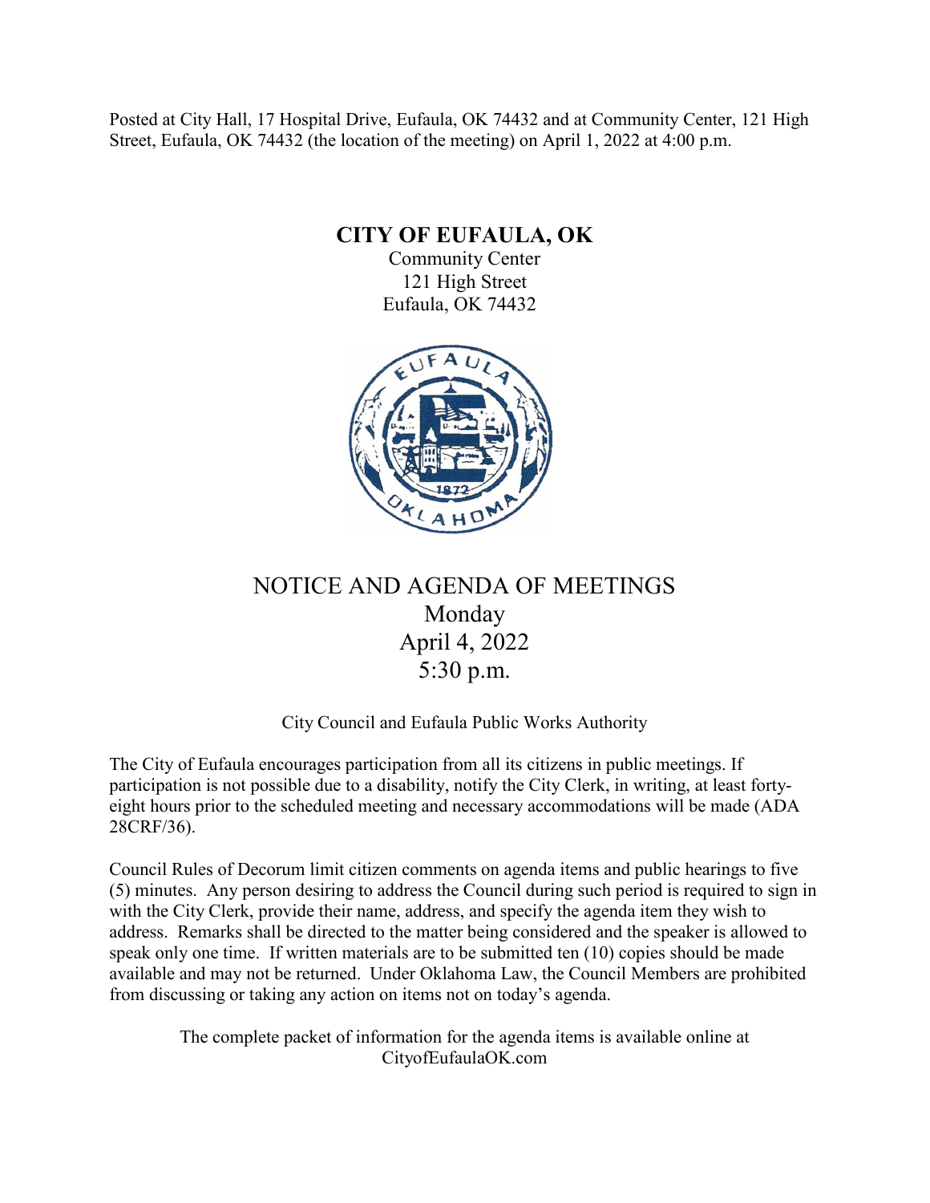Posted at City Hall, 17 Hospital Drive, Eufaula, OK 74432 and at Community Center, 121 High Street, Eufaula, OK 74432 (the location of the meeting) on April 1, 2022 at 4:00 p.m.

# CITY OF EUFAULA, OK

Community Center
121 High Street
Eufaula, OK 74432

## NOTICE AND AGENDA OF MEETINGS
## Monday
## April 4, 2022
## 5:30 p.m.

City Council and Eufaula Public Works Authority

The City of Eufaula encourages participation from all its citizens in public meetings. If participation is not possible due to a disability, notify the City Clerk, in writing, at least forty-eight hours prior to the scheduled meeting and necessary accommodations will be made (ADA 28CRF/36).

Council Rules of Decorum limit citizen comments on agenda items and public hearings to five (5) minutes. Any person desiring to address the Council during such period is required to sign in with the City Clerk, provide their name, address, and specify the agenda item they wish to address. Remarks shall be directed to the matter being considered and the speaker is allowed to speak only one time. If written materials are to be submitted ten (10) copies should be made available and may not be returned. Under Oklahoma Law, the Council Members are prohibited from discussing or taking any action on items not on today's agenda.

The complete packet of information for the agenda items is available online at CityofEufaulaOK.com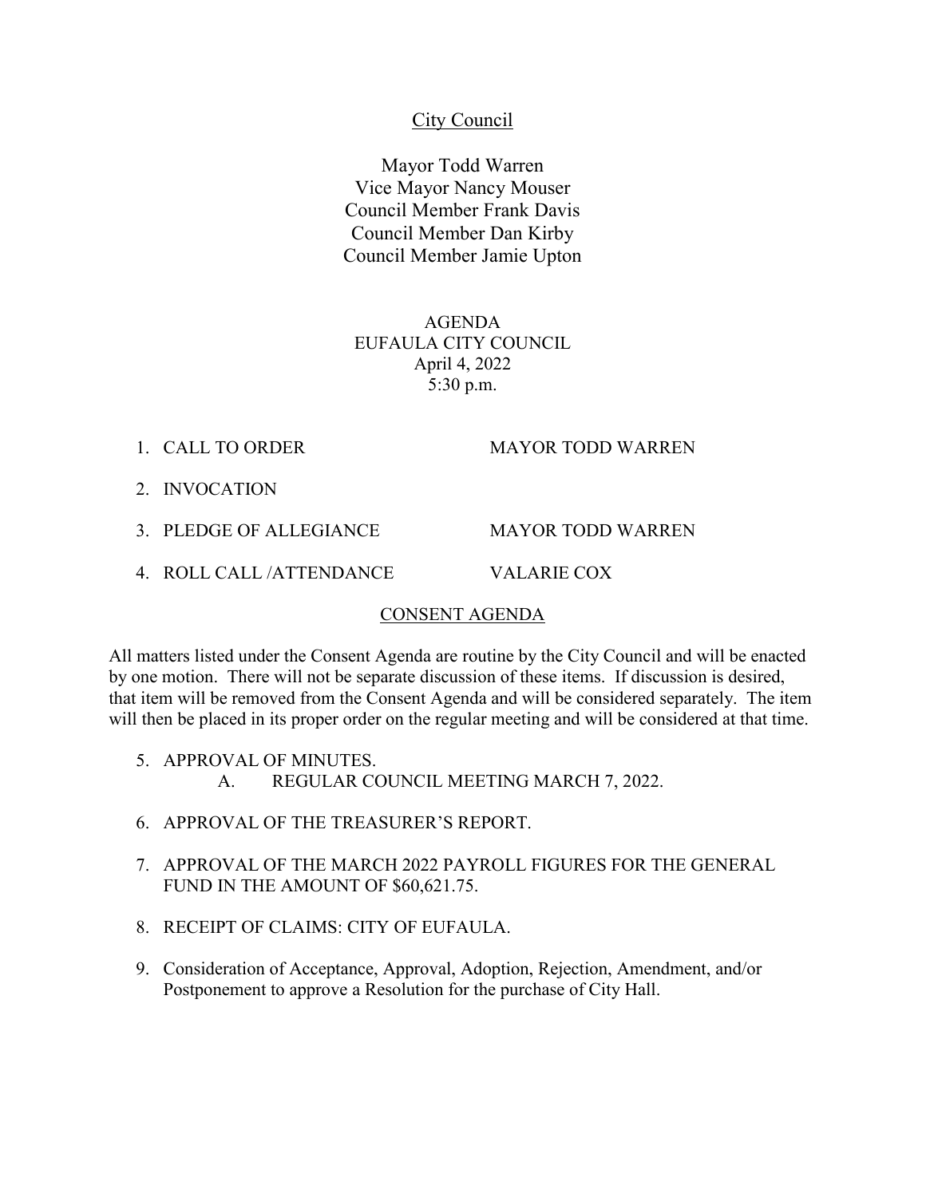City Council

Mayor Todd Warren
Vice Mayor Nancy Mouser
Council Member Frank Davis
Council Member Dan Kirby
Council Member Jamie Upton

AGENDA
EUFAULA CITY COUNCIL
April 4, 2022
5:30 p.m.

1. CALL TO ORDER — MAYOR TODD WARREN
2. INVOCATION
3. PLEDGE OF ALLEGIANCE — MAYOR TODD WARREN
4. ROLL CALL /ATTENDANCE — VALARIE COX

## CONSENT AGENDA

All matters listed under the Consent Agenda are routine by the City Council and will be enacted by one motion. There will not be separate discussion of these items. If discussion is desired, that item will be removed from the Consent Agenda and will be considered separately. The item will then be placed in its proper order on the regular meeting and will be considered at that time.

5. APPROVAL OF MINUTES.
   - A. REGULAR COUNCIL MEETING MARCH 7, 2022.
6. APPROVAL OF THE TREASURER'S REPORT.
7. APPROVAL OF THE MARCH 2022 PAYROLL FIGURES FOR THE GENERAL FUND IN THE AMOUNT OF $60,621.75.
8. RECEIPT OF CLAIMS: CITY OF EUFAULA.
9. Consideration of Acceptance, Approval, Adoption, Rejection, Amendment, and/or Postponement to approve a Resolution for the purchase of City Hall.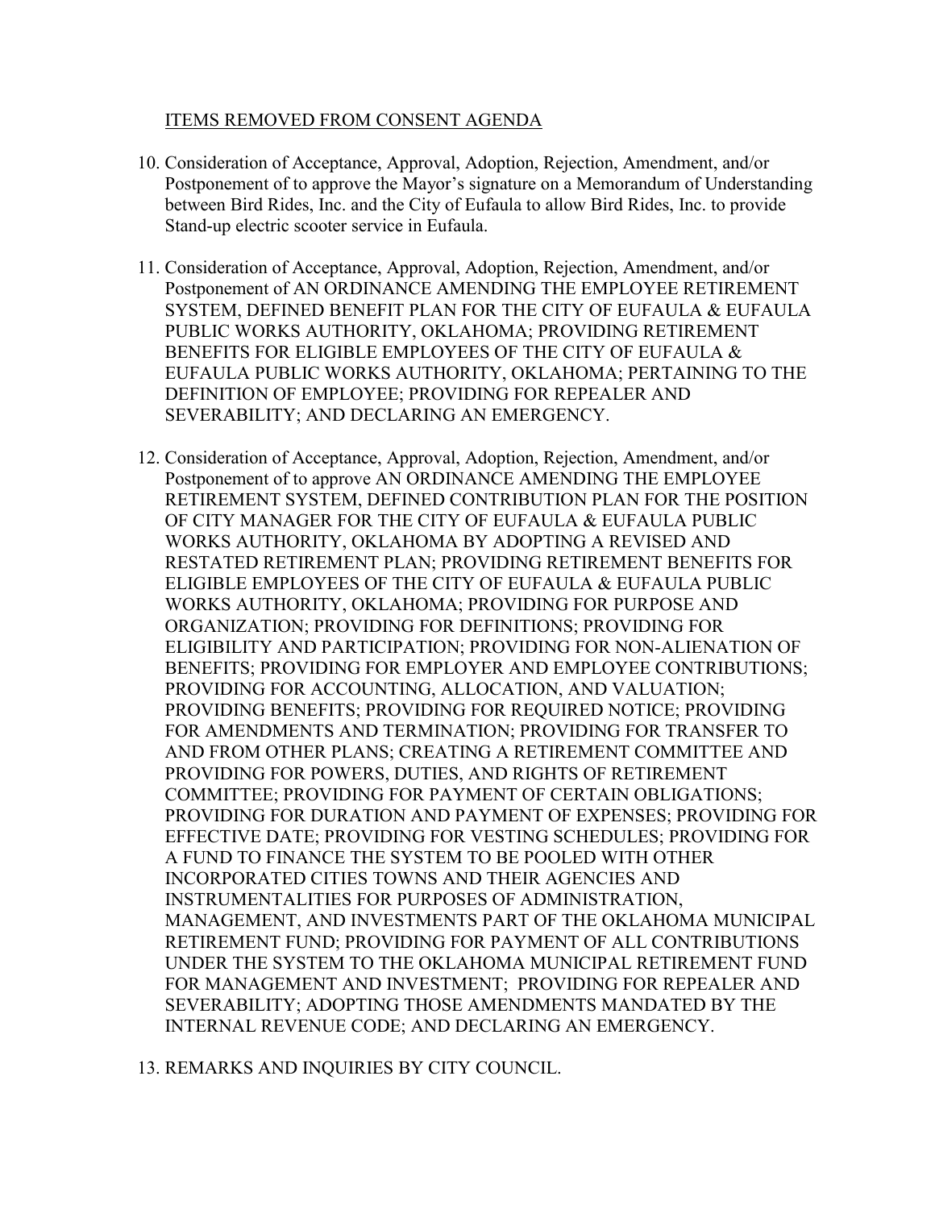ITEMS REMOVED FROM CONSENT AGENDA

10. Consideration of Acceptance, Approval, Adoption, Rejection, Amendment, and/or Postponement of to approve the Mayor's signature on a Memorandum of Understanding between Bird Rides, Inc. and the City of Eufaula to allow Bird Rides, Inc. to provide Stand-up electric scooter service in Eufaula.

11. Consideration of Acceptance, Approval, Adoption, Rejection, Amendment, and/or Postponement of AN ORDINANCE AMENDING THE EMPLOYEE RETIREMENT SYSTEM, DEFINED BENEFIT PLAN FOR THE CITY OF EUFAULA & EUFAULA PUBLIC WORKS AUTHORITY, OKLAHOMA; PROVIDING RETIREMENT BENEFITS FOR ELIGIBLE EMPLOYEES OF THE CITY OF EUFAULA & EUFAULA PUBLIC WORKS AUTHORITY, OKLAHOMA; PERTAINING TO THE DEFINITION OF EMPLOYEE; PROVIDING FOR REPEALER AND SEVERABILITY; AND DECLARING AN EMERGENCY.

12. Consideration of Acceptance, Approval, Adoption, Rejection, Amendment, and/or Postponement of to approve AN ORDINANCE AMENDING THE EMPLOYEE RETIREMENT SYSTEM, DEFINED CONTRIBUTION PLAN FOR THE POSITION OF CITY MANAGER FOR THE CITY OF EUFAULA & EUFAULA PUBLIC WORKS AUTHORITY, OKLAHOMA BY ADOPTING A REVISED AND RESTATED RETIREMENT PLAN; PROVIDING RETIREMENT BENEFITS FOR ELIGIBLE EMPLOYEES OF THE CITY OF EUFAULA & EUFAULA PUBLIC WORKS AUTHORITY, OKLAHOMA; PROVIDING FOR PURPOSE AND ORGANIZATION; PROVIDING FOR DEFINITIONS; PROVIDING FOR ELIGIBILITY AND PARTICIPATION; PROVIDING FOR NON-ALIENATION OF BENEFITS; PROVIDING FOR EMPLOYER AND EMPLOYEE CONTRIBUTIONS; PROVIDING FOR ACCOUNTING, ALLOCATION, AND VALUATION; PROVIDING BENEFITS; PROVIDING FOR REQUIRED NOTICE; PROVIDING FOR AMENDMENTS AND TERMINATION; PROVIDING FOR TRANSFER TO AND FROM OTHER PLANS; CREATING A RETIREMENT COMMITTEE AND PROVIDING FOR POWERS, DUTIES, AND RIGHTS OF RETIREMENT COMMITTEE; PROVIDING FOR PAYMENT OF CERTAIN OBLIGATIONS; PROVIDING FOR DURATION AND PAYMENT OF EXPENSES; PROVIDING FOR EFFECTIVE DATE; PROVIDING FOR VESTING SCHEDULES; PROVIDING FOR A FUND TO FINANCE THE SYSTEM TO BE POOLED WITH OTHER INCORPORATED CITIES TOWNS AND THEIR AGENCIES AND INSTRUMENTALITIES FOR PURPOSES OF ADMINISTRATION, MANAGEMENT, AND INVESTMENTS PART OF THE OKLAHOMA MUNICIPAL RETIREMENT FUND; PROVIDING FOR PAYMENT OF ALL CONTRIBUTIONS UNDER THE SYSTEM TO THE OKLAHOMA MUNICIPAL RETIREMENT FUND FOR MANAGEMENT AND INVESTMENT; PROVIDING FOR REPEALER AND SEVERABILITY; ADOPTING THOSE AMENDMENTS MANDATED BY THE INTERNAL REVENUE CODE; AND DECLARING AN EMERGENCY.

13. REMARKS AND INQUIRIES BY CITY COUNCIL.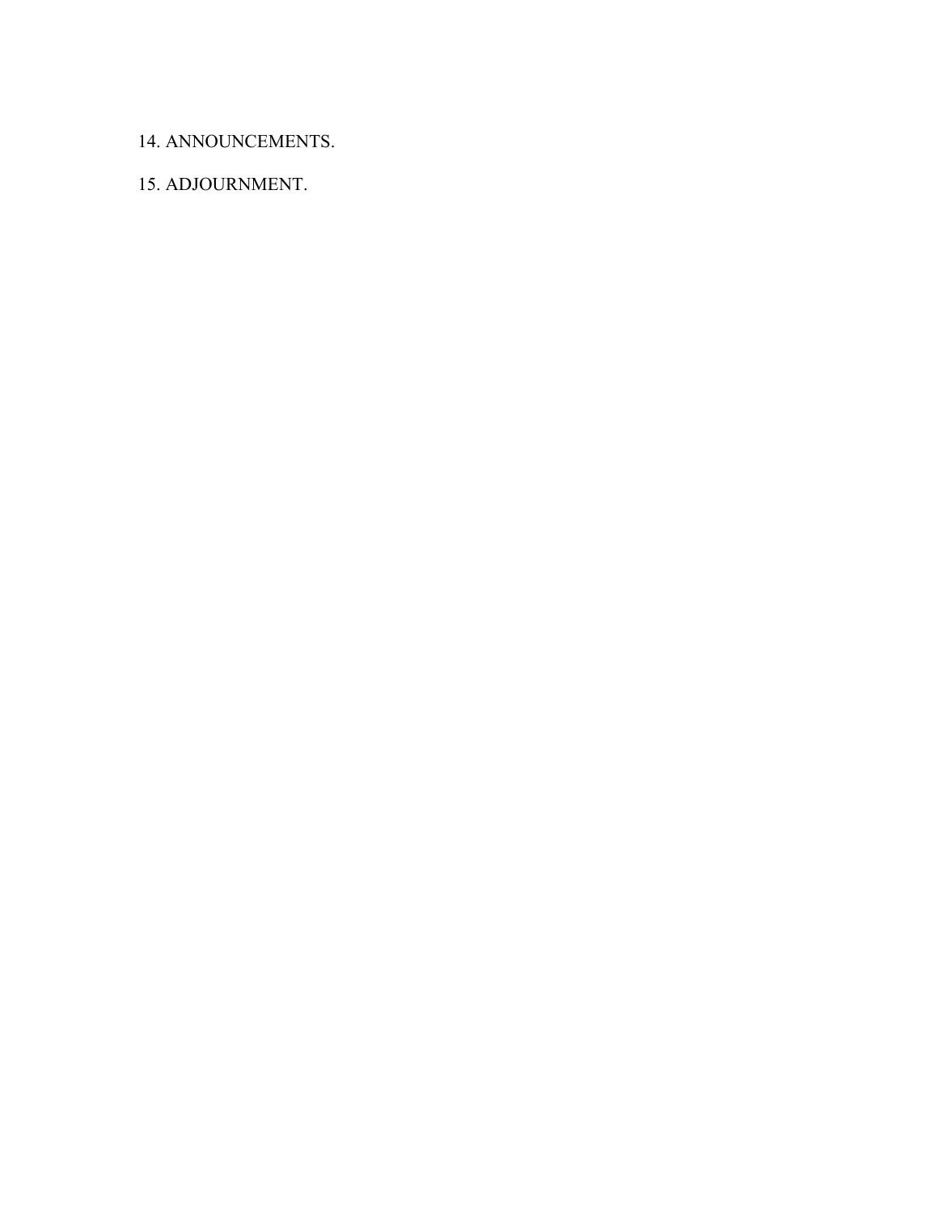14. ANNOUNCEMENTS.

15. ADJOURNMENT.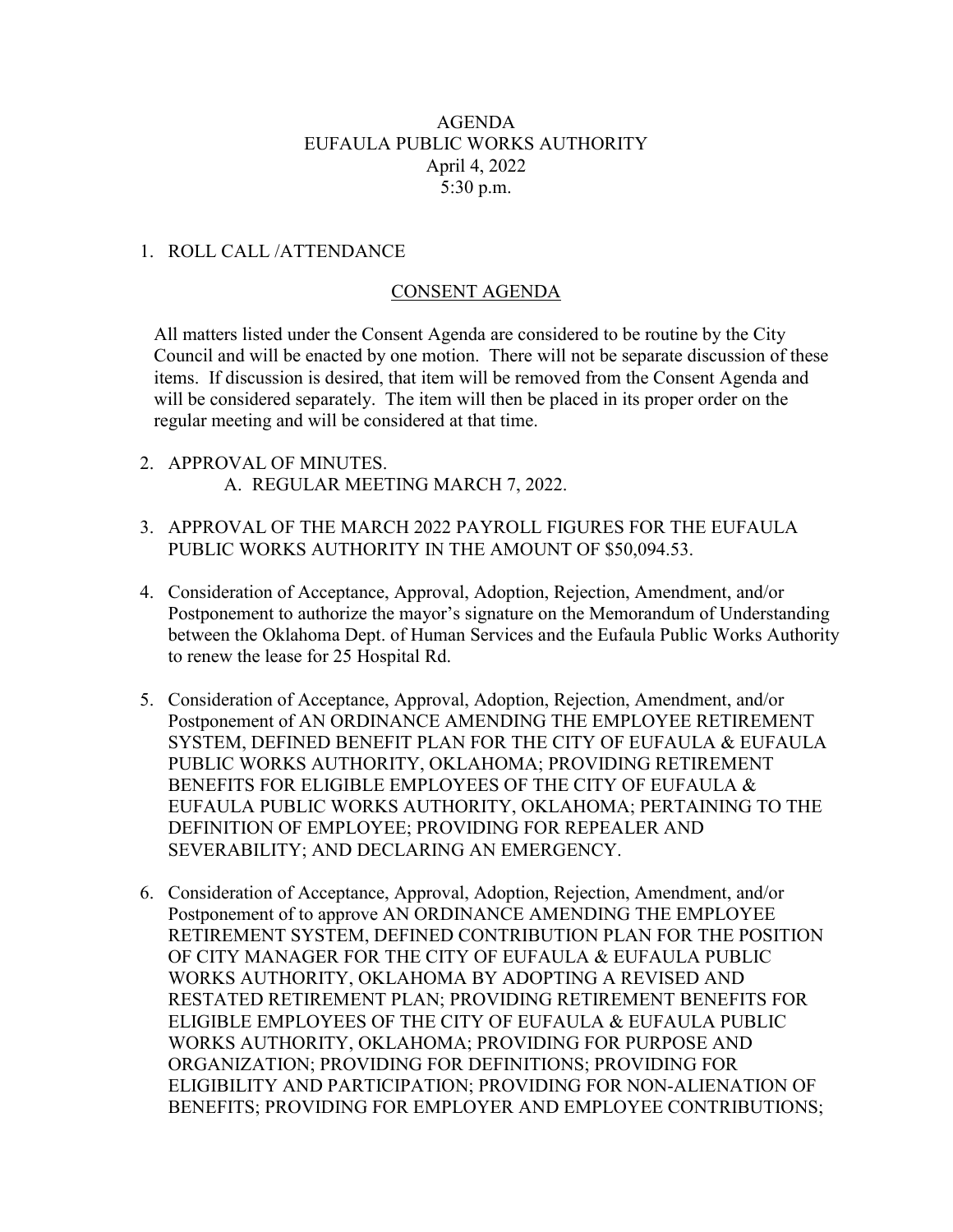# AGENDA
# EUFAULA PUBLIC WORKS AUTHORITY
April 4, 2022
5:30 p.m.

1. ROLL CALL /ATTENDANCE

## CONSENT AGENDA

All matters listed under the Consent Agenda are considered to be routine by the City Council and will be enacted by one motion. There will not be separate discussion of these items. If discussion is desired, that item will be removed from the Consent Agenda and will be considered separately. The item will then be placed in its proper order on the regular meeting and will be considered at that time.

2. APPROVAL OF MINUTES.
   A. REGULAR MEETING MARCH 7, 2022.

3. APPROVAL OF THE MARCH 2022 PAYROLL FIGURES FOR THE EUFAULA PUBLIC WORKS AUTHORITY IN THE AMOUNT OF $50,094.53.

4. Consideration of Acceptance, Approval, Adoption, Rejection, Amendment, and/or Postponement to authorize the mayor's signature on the Memorandum of Understanding between the Oklahoma Dept. of Human Services and the Eufaula Public Works Authority to renew the lease for 25 Hospital Rd.

5. Consideration of Acceptance, Approval, Adoption, Rejection, Amendment, and/or Postponement of AN ORDINANCE AMENDING THE EMPLOYEE RETIREMENT SYSTEM, DEFINED BENEFIT PLAN FOR THE CITY OF EUFAULA & EUFAULA PUBLIC WORKS AUTHORITY, OKLAHOMA; PROVIDING RETIREMENT BENEFITS FOR ELIGIBLE EMPLOYEES OF THE CITY OF EUFAULA & EUFAULA PUBLIC WORKS AUTHORITY, OKLAHOMA; PERTAINING TO THE DEFINITION OF EMPLOYEE; PROVIDING FOR REPEALER AND SEVERABILITY; AND DECLARING AN EMERGENCY.

6. Consideration of Acceptance, Approval, Adoption, Rejection, Amendment, and/or Postponement of to approve AN ORDINANCE AMENDING THE EMPLOYEE RETIREMENT SYSTEM, DEFINED CONTRIBUTION PLAN FOR THE POSITION OF CITY MANAGER FOR THE CITY OF EUFAULA & EUFAULA PUBLIC WORKS AUTHORITY, OKLAHOMA BY ADOPTING A REVISED AND RESTATED RETIREMENT PLAN; PROVIDING RETIREMENT BENEFITS FOR ELIGIBLE EMPLOYEES OF THE CITY OF EUFAULA & EUFAULA PUBLIC WORKS AUTHORITY, OKLAHOMA; PROVIDING FOR PURPOSE AND ORGANIZATION; PROVIDING FOR DEFINITIONS; PROVIDING FOR ELIGIBILITY AND PARTICIPATION; PROVIDING FOR NON-ALIENATION OF BENEFITS; PROVIDING FOR EMPLOYER AND EMPLOYEE CONTRIBUTIONS;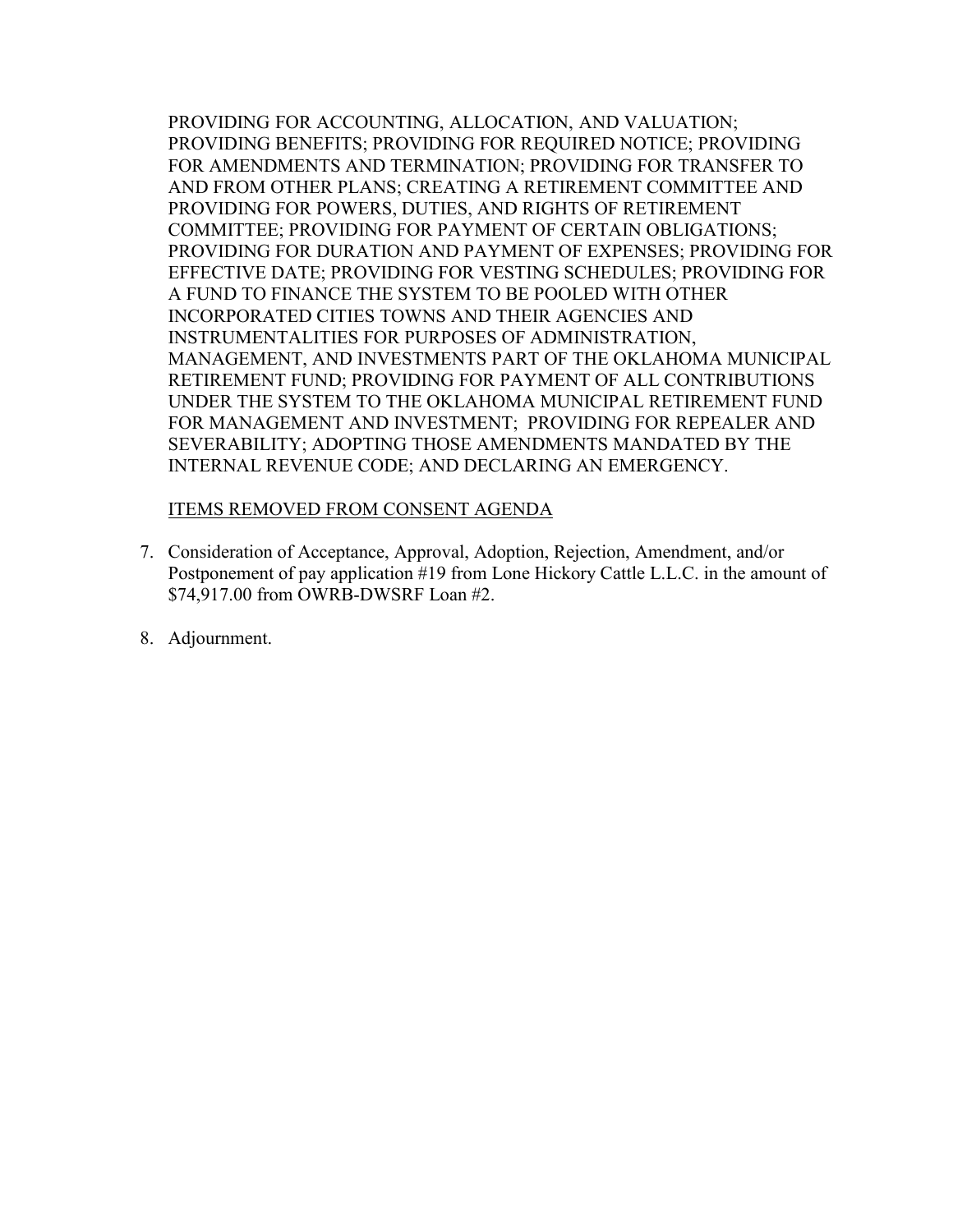PROVIDING FOR ACCOUNTING, ALLOCATION, AND VALUATION; PROVIDING BENEFITS; PROVIDING FOR REQUIRED NOTICE; PROVIDING FOR AMENDMENTS AND TERMINATION; PROVIDING FOR TRANSFER TO AND FROM OTHER PLANS; CREATING A RETIREMENT COMMITTEE AND PROVIDING FOR POWERS, DUTIES, AND RIGHTS OF RETIREMENT COMMITTEE; PROVIDING FOR PAYMENT OF CERTAIN OBLIGATIONS; PROVIDING FOR DURATION AND PAYMENT OF EXPENSES; PROVIDING FOR EFFECTIVE DATE; PROVIDING FOR VESTING SCHEDULES; PROVIDING FOR A FUND TO FINANCE THE SYSTEM TO BE POOLED WITH OTHER INCORPORATED CITIES TOWNS AND THEIR AGENCIES AND INSTRUMENTALITIES FOR PURPOSES OF ADMINISTRATION, MANAGEMENT, AND INVESTMENTS PART OF THE OKLAHOMA MUNICIPAL RETIREMENT FUND; PROVIDING FOR PAYMENT OF ALL CONTRIBUTIONS UNDER THE SYSTEM TO THE OKLAHOMA MUNICIPAL RETIREMENT FUND FOR MANAGEMENT AND INVESTMENT; PROVIDING FOR REPEALER AND SEVERABILITY; ADOPTING THOSE AMENDMENTS MANDATED BY THE INTERNAL REVENUE CODE; AND DECLARING AN EMERGENCY.

<u>ITEMS REMOVED FROM CONSENT AGENDA</u>

7. Consideration of Acceptance, Approval, Adoption, Rejection, Amendment, and/or Postponement of pay application #19 from Lone Hickory Cattle L.L.C. in the amount of $74,917.00 from OWRB-DWSRF Loan #2.

8. Adjournment.